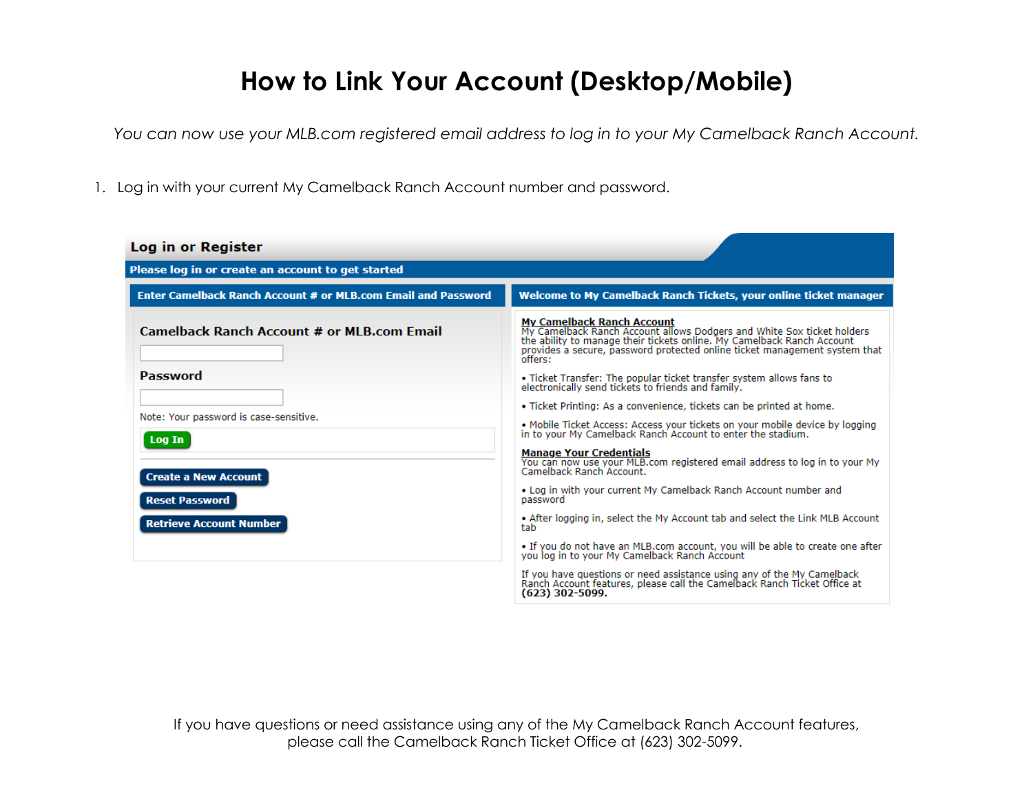# How to Link Your Account (Desktop/Mobile)

*You can now use your MLB.com registered email address to log in to your My Camelback Ranch Account.*

1. Log in with your current My Camelback Ranch Account number and password.

**Log in or Register**

**Please log in or create an account to get started**

**Enter Camelback Ranch Account # or MLB.com Email and Password**

**Camelback Ranch Account # or MLB.com Email**

**Password**

Note: Your password is case-sensitive.

**Log In**

**Create a New Account**

**Reset Password**

**Retrieve Account Number**

**Welcome to My Camelback Ranch Tickets, your online ticket manager**

**My Camelback Ranch Account**
My Camelback Ranch Account allows Dodgers and White Sox ticket holders the ability to manage their tickets online. My Camelback Ranch Account provides a secure, password protected online ticket management system that offers:

- Ticket Transfer: The popular ticket transfer system allows fans to electronically send tickets to friends and family.
- Ticket Printing: As a convenience, tickets can be printed at home.
- Mobile Ticket Access: Access your tickets on your mobile device by logging in to your My Camelback Ranch Account to enter the stadium.

**Manage Your Credentials**
You can now use your MLB.com registered email address to log in to your My Camelback Ranch Account.

- Log in with your current My Camelback Ranch Account number and password
- After logging in, select the My Account tab and select the Link MLB Account tab
- If you do not have an MLB.com account, you will be able to create one after you log in to your My Camelback Ranch Account

If you have questions or need assistance using any of the My Camelback Ranch Account features, please call the Camelback Ranch Ticket Office at **(623) 302-5099.**

If you have questions or need assistance using any of the My Camelback Ranch Account features, please call the Camelback Ranch Ticket Office at (623) 302-5099.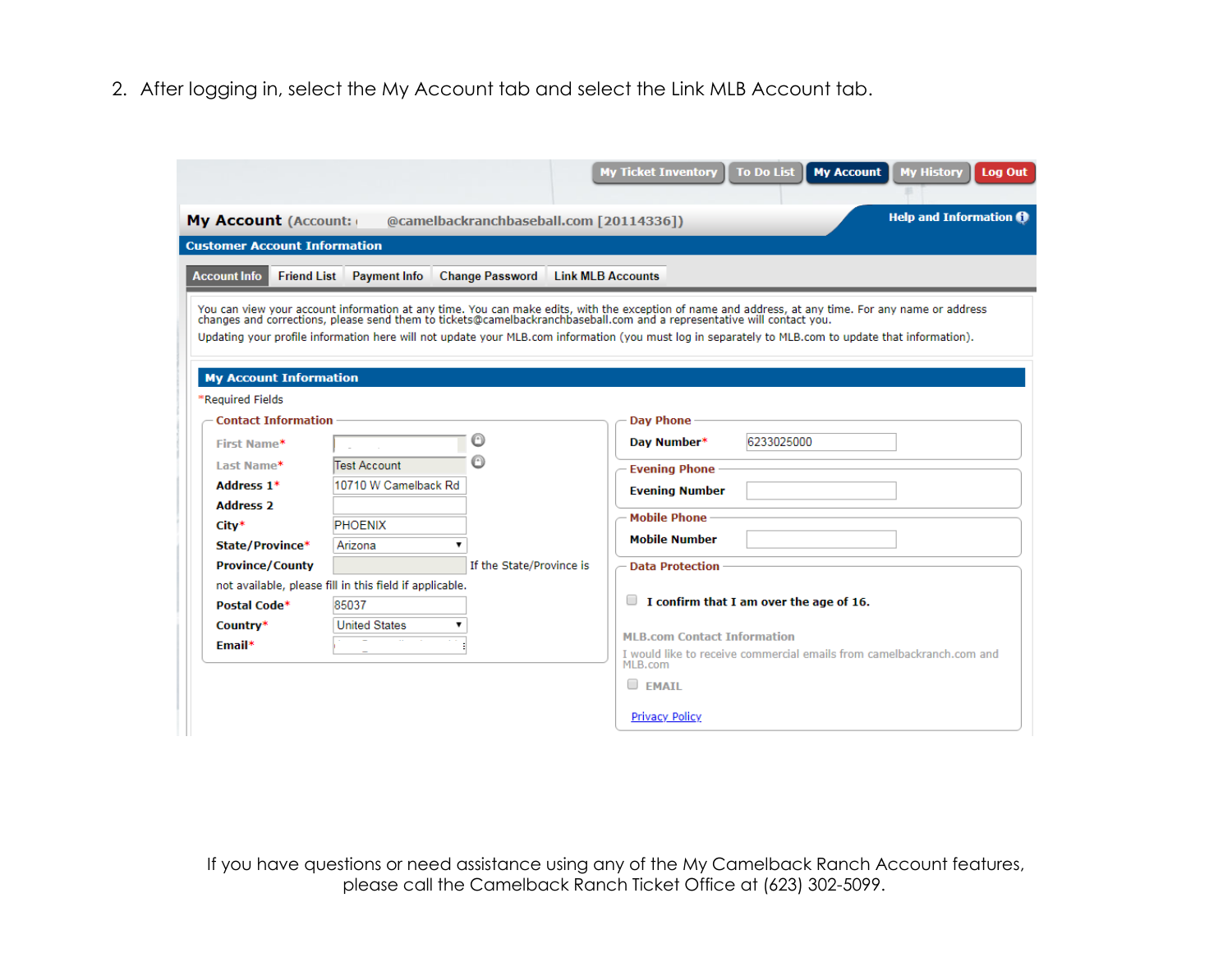2. After logging in, select the My Account tab and select the Link MLB Account tab.

My Ticket Inventory | To Do List | My Account | My History | Log Out

**My Account** (Account: @camelbackranchbaseball.com [20114336])

Help and Information

**Customer Account Information**

Account Info | Friend List | Payment Info | Change Password | Link MLB Accounts

You can view your account information at any time. You can make edits, with the exception of name and address, at any time. For any name or address changes and corrections, please send them to tickets@camelbackranchbaseball.com and a representative will contact you.

Updating your profile information here will not update your MLB.com information (you must log in separately to MLB.com to update that information).

**My Account Information**

*Required Fields

**Contact Information**

| Field | Value |
|---|---|
| First Name* | |
| Last Name* | Test Account |
| Address 1* | 10710 W Camelback Rd |
| Address 2 | |
| City* | PHOENIX |
| State/Province* | Arizona |
| Province/County | |
| Postal Code* | 85037 |
| Country* | United States |
| Email* | |

If the State/Province is not available, please fill in this field if applicable.

**Day Phone**

Day Number* 6233025000

**Evening Phone**

Evening Number

**Mobile Phone**

Mobile Number

**Data Protection**

I confirm that I am over the age of 16.

MLB.com Contact Information

I would like to receive commercial emails from camelbackranch.com and MLB.com

EMAIL

Privacy Policy

If you have questions or need assistance using any of the My Camelback Ranch Account features, please call the Camelback Ranch Ticket Office at (623) 302-5099.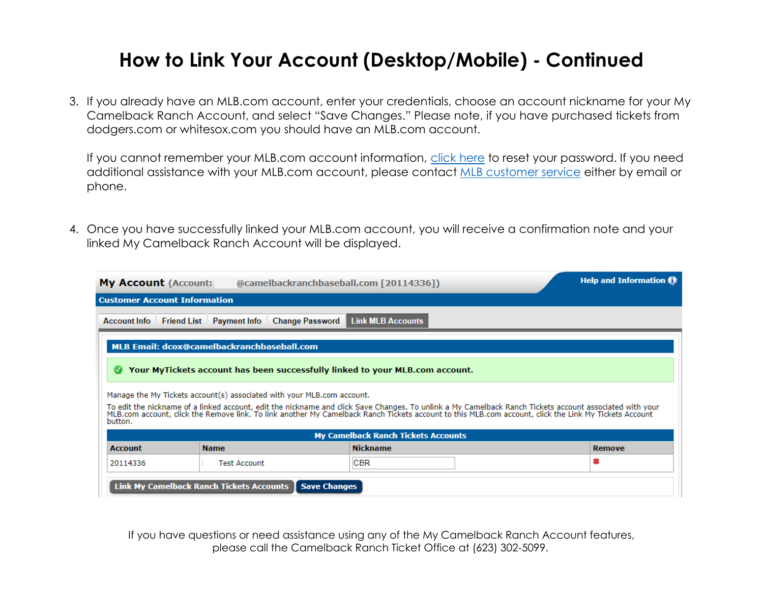# How to Link Your Account (Desktop/Mobile) - Continued

3. If you already have an MLB.com account, enter your credentials, choose an account nickname for your My Camelback Ranch Account, and select "Save Changes." Please note, if you have purchased tickets from dodgers.com or whitesox.com you should have an MLB.com account.

   If you cannot remember your MLB.com account information, click here to reset your password. If you need additional assistance with your MLB.com account, please contact MLB customer service either by email or phone.

4. Once you have successfully linked your MLB.com account, you will receive a confirmation note and your linked My Camelback Ranch Account will be displayed.

**My Account** (Account: @camelbackranchbaseball.com [20114336])

Help and Information

**Customer Account Information**

Account Info | Friend List | Payment Info | Change Password | Link MLB Accounts

**MLB Email: dcox@camelbackranchbaseball.com**

**Your MyTickets account has been successfully linked to your MLB.com account.**

Manage the My Tickets account(s) associated with your MLB.com account.

To edit the nickname of a linked account, edit the nickname and click Save Changes. To unlink a My Camelback Ranch Tickets account associated with your MLB.com account, click the Remove link. To link another My Camelback Ranch Tickets account to this MLB.com account, click the Link My Tickets Account button.

**My Camelback Ranch Tickets Accounts**

| Account | Name | Nickname | Remove |
|---|---|---|---|
| 20114336 | Test Account | CBR | ✖ |

Link My Camelback Ranch Tickets Accounts | Save Changes

If you have questions or need assistance using any of the My Camelback Ranch Account features, please call the Camelback Ranch Ticket Office at (623) 302-5099.